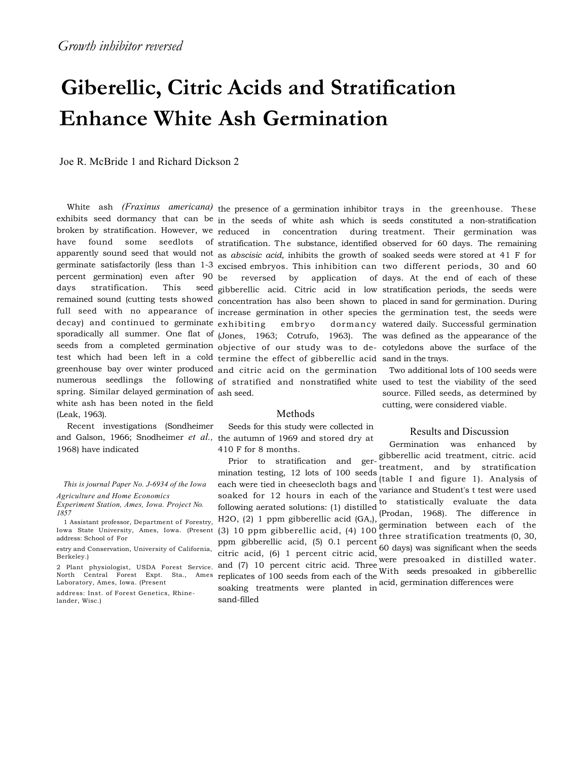*Growth inhibitor reversed*

# Giberellic, Citric Acids and Stratification Enhance White Ash Germination

Joe R. McBride [1] and Richard Dickson [2]

White ash *(Fraxinus americana)* exhibits seed dormancy that can be broken by stratification. However, we have found some seedlots of apparently sound seed that would not germinate satisfactorily (less than 1-3 percent germination) even after 90 days stratification. This seed remained sound (cutting tests showed full seed with no appearance of decay) and continued to germinate sporadically all summer. One flat of seeds from a completed germination test which had been left in a cold greenhouse bay over winter produced numerous seedlings the following spring. Similar delayed germination of white ash has been noted in the field (Leak, 1963).

Recent investigations (Sondheimer and Galson, 1966; Snodheimer *et al.,* 1968) have indicated the presence of a germination inhibitor in the seeds of white ash which is reduced in concentration during stratification. The substance, identified as *abscisic acid,* inhibits the growth of excised embryos. This inhibition can be reversed by application of gibberellic acid. Citric acid in low concentration has also been shown to increase germination in other species exhibiting embryo dormancy (Jones, 1963; Cotrufo, 1963). The objective of our study was to determine the effect of gibberellic acid and citric acid on the germination of stratified and nonstratified white ash seed.

*This is journal Paper No. J-6934 of the Iowa Agriculture and Home Economics Experiment Station, Ames, Iowa. Project No. 1857*

[1] Assistant professor, Department of Forestry, Iowa State University, Ames, Iowa. (Present address: School of Forestry and Conservation, University of California, Berkeley.)

[2] Plant physiologist, USDA Forest Service. North Central Forest Expt. Sta., Ames Laboratory, Ames, Iowa. (Present address: Inst. of Forest Genetics, Rhinelander, Wisc.)

## Methods

Seeds for this study were collected in the autumn of 1969 and stored dry at 410 F for 8 months.

Prior to stratification and germination testing, 12 lots of 100 seeds each were tied in cheesecloth bags and soaked for 12 hours in each of the following aerated solutions: (1) distilled $H_2O$, (2) 1 ppm gibberellic acid (GA,), (3) 10 ppm gibberellic acid, (4) 100 ppm gibberellic acid, (5) 0.1 percent citric acid, (6) 1 percent citric acid, and (7) 10 percent citric acid. Three replicates of 100 seeds from each of the soaking treatments were planted in sand-filled trays in the greenhouse. These seeds constituted a non-stratification treatment. Their germination was observed for 60 days. The remaining soaked seeds were stored at 41 F for two different periods, 30 and 60 days. At the end of each of these stratification periods, the seeds were placed in sand for germination. During the germination test, the seeds were watered daily. Successful germination was defined as the appearance of the cotyledons above the surface of the sand in the trays.

Two additional lots of 100 seeds were used to test the viability of the seed source. Filled seeds, as determined by cutting, were considered viable.

## Results and Discussion

Germination was enhanced by gibberellic acid treatment, citric. acid treatment, and by stratification (table I and figure 1). Analysis of variance and Student's t test were used to statistically evaluate the data (Prodan, 1968). The difference in germination between each of the three stratification treatments (0, 30, 60 days) was significant when the seeds were presoaked in distilled water. With seeds presoaked in gibberellic acid, germination differences were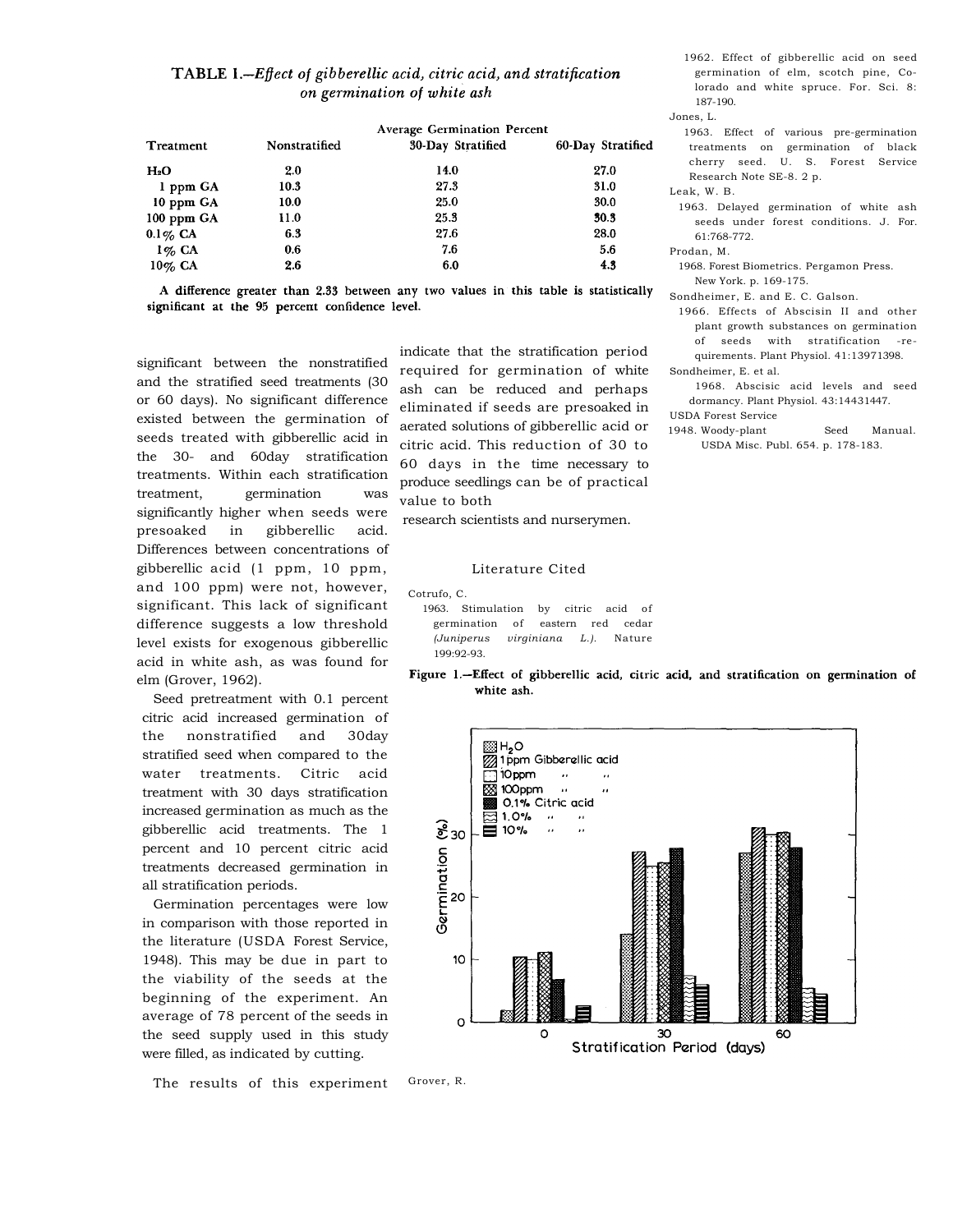TABLE 1.—*Effect of gibberellic acid, citric acid, and stratification on germination of white ash*

| Treatment | Average Germination Percent | | |
|---|---|---|---|
| | Nonstratified | 30-Day Stratified | 60-Day Stratified |
| $H_2O$ | 2.0 | 14.0 | 27.0 |
| 1 ppm GA | 10.3 | 27.3 | 31.0 |
| 10 ppm GA | 10.0 | 25.0 | 30.0 |
| 100 ppm GA | 11.0 | 25.3 | 30.3 |
| 0.1% CA | 6.3 | 27.6 | 28.0 |
| 1% CA | 0.6 | 7.6 | 5.6 |
| 10% CA | 2.6 | 6.0 | 4.3 |

A difference greater than 2.33 between any two values in this table is statistically significant at the 95 percent confidence level.

significant between the nonstratified and the stratified seed treatments (30 or 60 days). No significant difference existed between the germination of seeds treated with gibberellic acid in the 30- and 60day stratification treatments. Within each stratification treatment, germination was significantly higher when seeds were presoaked in gibberellic acid. Differences between concentrations of gibberellic acid (1 ppm, 10 ppm, and 100 ppm) were not, however, significant. This lack of significant difference suggests a low threshold level exists for exogenous gibberellic acid in white ash, as was found for elm (Grover, 1962).

Seed pretreatment with 0.1 percent citric acid increased germination of the nonstratified and 30day stratified seed when compared to the water treatments. Citric acid treatment with 30 days stratification increased germination as much as the gibberellic acid treatments. The 1 percent and 10 percent citric acid treatments decreased germination in all stratification periods.

Germination percentages were low in comparison with those reported in the literature (USDA Forest Service, 1948). This may be due in part to the viability of the seeds at the beginning of the experiment. An average of 78 percent of the seeds in the seed supply used in this study were filled, as indicated by cutting.

The results of this experiment indicate that the stratification period required for germination of white ash can be reduced and perhaps eliminated if seeds are presoaked in aerated solutions of gibberellic acid or citric acid. This reduction of 30 to 60 days in the time necessary to produce seedlings can be of practical value to both research scientists and nurserymen.

## Literature Cited

Cotrufo, C.
1963. Stimulation by citric acid of germination of eastern red cedar *(Juniperus virginiana L.)*. Nature 199:92-93.

Grover, R.
1962. Effect of gibberellic acid on seed germination of elm, scotch pine, Colorado and white spruce. For. Sci. 8: 187-190.

Jones, L.
1963. Effect of various pre-germination treatments on germination of black cherry seed. U. S. Forest Service Research Note SE-8. 2 p.

Leak, W. B.
1963. Delayed germination of white ash seeds under forest conditions. J. For. 61:768-772.

Prodan, M.
1968. Forest Biometrics. Pergamon Press. New York. p. 169-175.

Sondheimer, E. and E. C. Galson.
1966. Effects of Abscisin II and other plant growth substances on germination of seeds with stratification requirements. Plant Physiol. 41:13971398.

Sondheimer, E. et al.
1968. Abscisic acid levels and seed dormancy. Plant Physiol. 43:14431447.

USDA Forest Service
1948. Woody-plant Seed Manual. USDA Misc. Publ. 654. p. 178-183.

Figure 1.—Effect of gibberellic acid, citric acid, and stratification on germination of white ash.

$H_2O$
1 ppm Gibberellic acid
10 ppm " "
100 ppm " "
0.1% Citric acid
1.0% " "
10% " "

Germination (%)
0
10
20
30

0
30
60
Stratification Period (days)